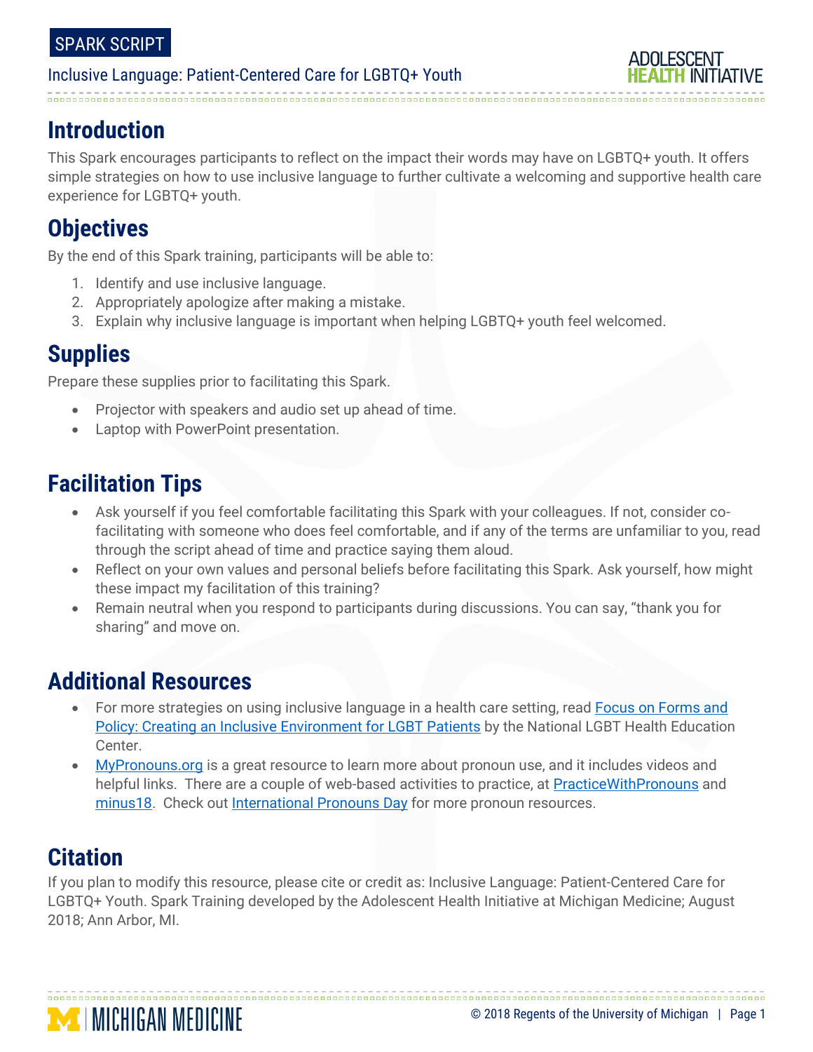SPARK SCRIPT

Inclusive Language: Patient-Centered Care for LGBTQ+ Youth

## Introduction

This Spark encourages participants to reflect on the impact their words may have on LGBTQ+ youth. It offers simple strategies on how to use inclusive language to further cultivate a welcoming and supportive health care experience for LGBTQ+ youth.

## Objectives

By the end of this Spark training, participants will be able to:

1. Identify and use inclusive language.
2. Appropriately apologize after making a mistake.
3. Explain why inclusive language is important when helping LGBTQ+ youth feel welcomed.

## Supplies

Prepare these supplies prior to facilitating this Spark.

- Projector with speakers and audio set up ahead of time.
- Laptop with PowerPoint presentation.

## Facilitation Tips

- Ask yourself if you feel comfortable facilitating this Spark with your colleagues. If not, consider co-facilitating with someone who does feel comfortable, and if any of the terms are unfamiliar to you, read through the script ahead of time and practice saying them aloud.
- Reflect on your own values and personal beliefs before facilitating this Spark. Ask yourself, how might these impact my facilitation of this training?
- Remain neutral when you respond to participants during discussions. You can say, "thank you for sharing" and move on.

## Additional Resources

- For more strategies on using inclusive language in a health care setting, read Focus on Forms and Policy: Creating an Inclusive Environment for LGBT Patients by the National LGBT Health Education Center.
- MyPronouns.org is a great resource to learn more about pronoun use, and it includes videos and helpful links. There are a couple of web-based activities to practice, at PracticeWithPronouns and minus18. Check out International Pronouns Day for more pronoun resources.

## Citation

If you plan to modify this resource, please cite or credit as: Inclusive Language: Patient-Centered Care for LGBTQ+ Youth. Spark Training developed by the Adolescent Health Initiative at Michigan Medicine; August 2018; Ann Arbor, MI.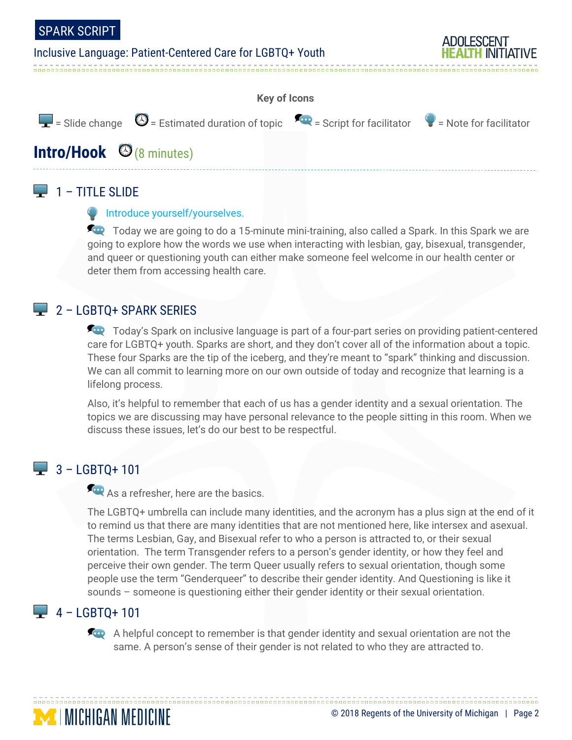**Key of Icons**

= Slide change = Estimated duration of topic = Script for facilitator = Note for facilitator

## Intro/Hook (8 minutes)

### 1 – TITLE SLIDE

Introduce yourself/yourselves.

Today we are going to do a 15-minute mini-training, also called a Spark. In this Spark we are going to explore how the words we use when interacting with lesbian, gay, bisexual, transgender, and queer or questioning youth can either make someone feel welcome in our health center or deter them from accessing health care.

### 2 – LGBTQ+ SPARK SERIES

Today's Spark on inclusive language is part of a four-part series on providing patient-centered care for LGBTQ+ youth. Sparks are short, and they don't cover all of the information about a topic. These four Sparks are the tip of the iceberg, and they're meant to "spark" thinking and discussion. We can all commit to learning more on our own outside of today and recognize that learning is a lifelong process.

Also, it's helpful to remember that each of us has a gender identity and a sexual orientation. The topics we are discussing may have personal relevance to the people sitting in this room. When we discuss these issues, let's do our best to be respectful.

### 3 – LGBTQ+ 101

As a refresher, here are the basics.

The LGBTQ+ umbrella can include many identities, and the acronym has a plus sign at the end of it to remind us that there are many identities that are not mentioned here, like intersex and asexual. The terms Lesbian, Gay, and Bisexual refer to who a person is attracted to, or their sexual orientation. The term Transgender refers to a person's gender identity, or how they feel and perceive their own gender. The term Queer usually refers to sexual orientation, though some people use the term "Genderqueer" to describe their gender identity. And Questioning is like it sounds – someone is questioning either their gender identity or their sexual orientation.

### 4 – LGBTQ+ 101

A helpful concept to remember is that gender identity and sexual orientation are not the same. A person's sense of their gender is not related to who they are attracted to.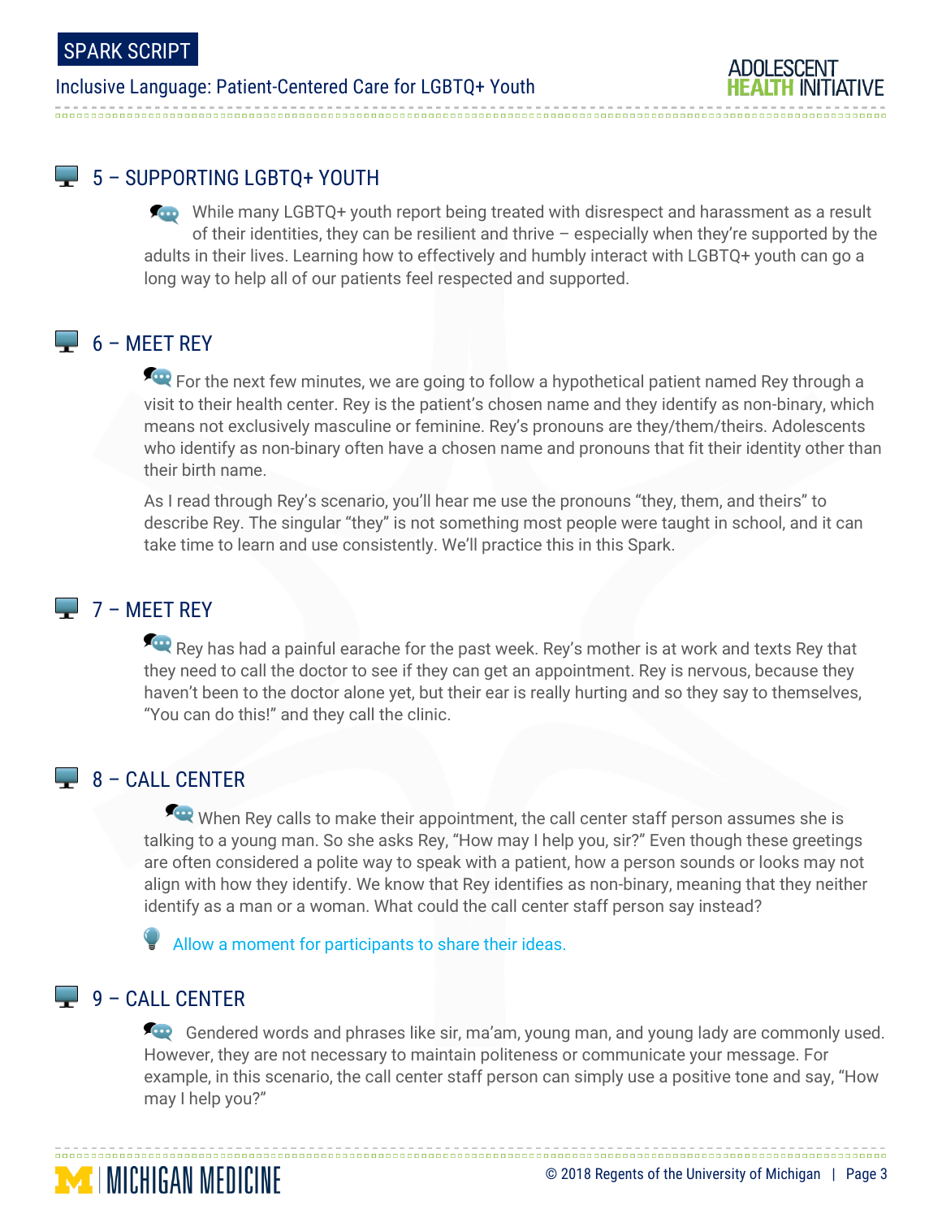## 5 – SUPPORTING LGBTQ+ YOUTH

While many LGBTQ+ youth report being treated with disrespect and harassment as a result of their identities, they can be resilient and thrive – especially when they're supported by the adults in their lives. Learning how to effectively and humbly interact with LGBTQ+ youth can go a long way to help all of our patients feel respected and supported.

## 6 – MEET REY

For the next few minutes, we are going to follow a hypothetical patient named Rey through a visit to their health center. Rey is the patient's chosen name and they identify as non-binary, which means not exclusively masculine or feminine. Rey's pronouns are they/them/theirs. Adolescents who identify as non-binary often have a chosen name and pronouns that fit their identity other than their birth name.

As I read through Rey's scenario, you'll hear me use the pronouns "they, them, and theirs" to describe Rey. The singular "they" is not something most people were taught in school, and it can take time to learn and use consistently. We'll practice this in this Spark.

## 7 – MEET REY

Rey has had a painful earache for the past week. Rey's mother is at work and texts Rey that they need to call the doctor to see if they can get an appointment. Rey is nervous, because they haven't been to the doctor alone yet, but their ear is really hurting and so they say to themselves, "You can do this!" and they call the clinic.

## 8 – CALL CENTER

When Rey calls to make their appointment, the call center staff person assumes she is talking to a young man. So she asks Rey, "How may I help you, sir?" Even though these greetings are often considered a polite way to speak with a patient, how a person sounds or looks may not align with how they identify. We know that Rey identifies as non-binary, meaning that they neither identify as a man or a woman. What could the call center staff person say instead?

Allow a moment for participants to share their ideas.

## 9 – CALL CENTER

Gendered words and phrases like sir, ma'am, young man, and young lady are commonly used. However, they are not necessary to maintain politeness or communicate your message. For example, in this scenario, the call center staff person can simply use a positive tone and say, "How may I help you?"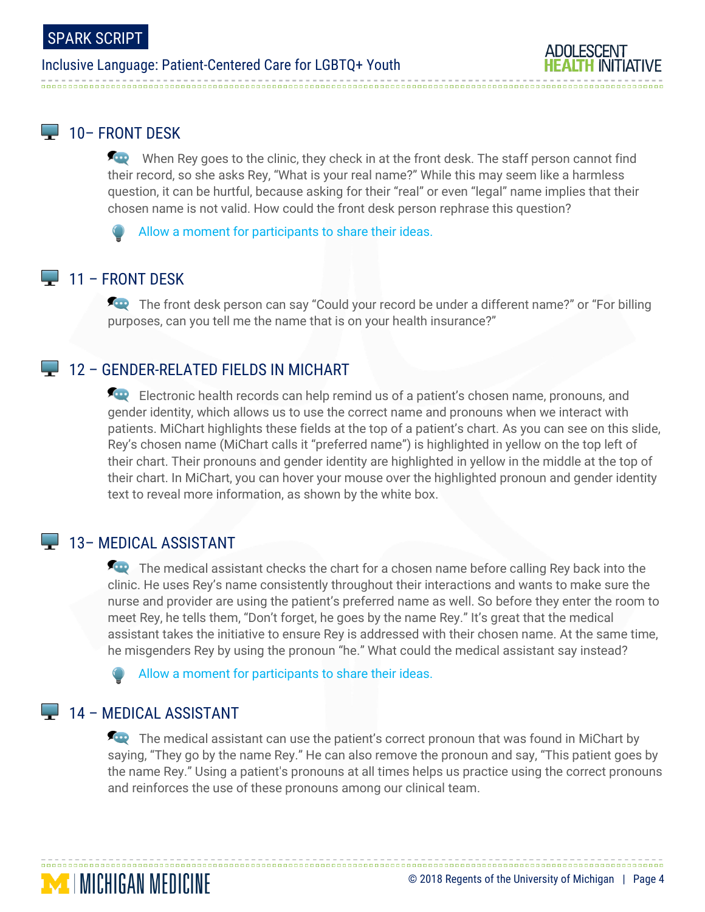## 10– FRONT DESK

When Rey goes to the clinic, they check in at the front desk. The staff person cannot find their record, so she asks Rey, "What is your real name?" While this may seem like a harmless question, it can be hurtful, because asking for their "real" or even "legal" name implies that their chosen name is not valid. How could the front desk person rephrase this question?

Allow a moment for participants to share their ideas.

## 11 – FRONT DESK

The front desk person can say "Could your record be under a different name?" or "For billing purposes, can you tell me the name that is on your health insurance?"

## 12 – GENDER-RELATED FIELDS IN MICHART

Electronic health records can help remind us of a patient's chosen name, pronouns, and gender identity, which allows us to use the correct name and pronouns when we interact with patients. MiChart highlights these fields at the top of a patient's chart. As you can see on this slide, Rey's chosen name (MiChart calls it "preferred name") is highlighted in yellow on the top left of their chart. Their pronouns and gender identity are highlighted in yellow in the middle at the top of their chart. In MiChart, you can hover your mouse over the highlighted pronoun and gender identity text to reveal more information, as shown by the white box.

## 13– MEDICAL ASSISTANT

The medical assistant checks the chart for a chosen name before calling Rey back into the clinic. He uses Rey's name consistently throughout their interactions and wants to make sure the nurse and provider are using the patient's preferred name as well. So before they enter the room to meet Rey, he tells them, "Don't forget, he goes by the name Rey." It's great that the medical assistant takes the initiative to ensure Rey is addressed with their chosen name. At the same time, he misgenders Rey by using the pronoun "he." What could the medical assistant say instead?

Allow a moment for participants to share their ideas.

## 14 – MEDICAL ASSISTANT

The medical assistant can use the patient's correct pronoun that was found in MiChart by saying, "They go by the name Rey." He can also remove the pronoun and say, "This patient goes by the name Rey." Using a patient's pronouns at all times helps us practice using the correct pronouns and reinforces the use of these pronouns among our clinical team.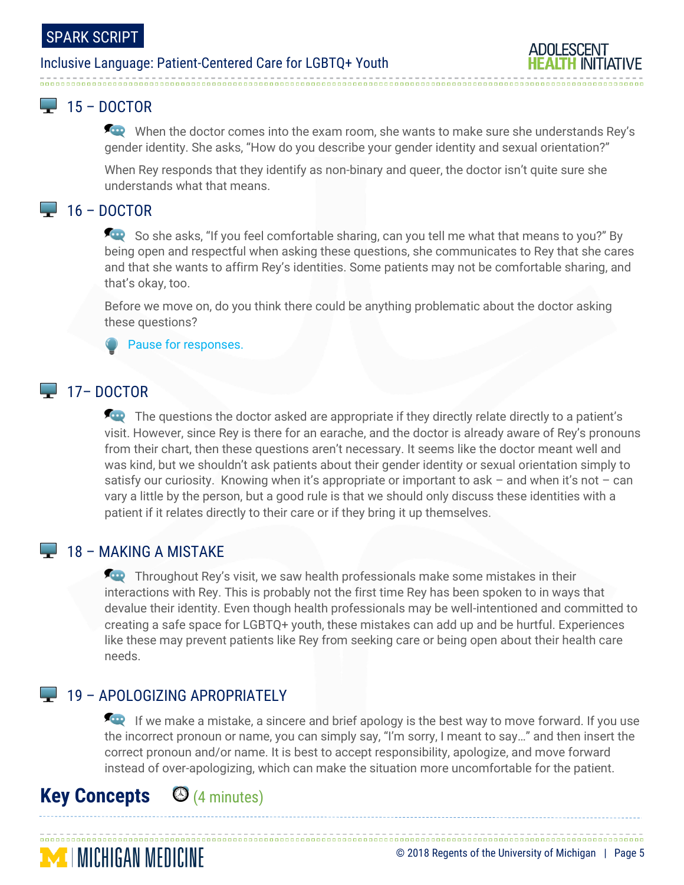## 15 – DOCTOR

When the doctor comes into the exam room, she wants to make sure she understands Rey's gender identity. She asks, "How do you describe your gender identity and sexual orientation?"

When Rey responds that they identify as non-binary and queer, the doctor isn't quite sure she understands what that means.

## 16 – DOCTOR

So she asks, "If you feel comfortable sharing, can you tell me what that means to you?" By being open and respectful when asking these questions, she communicates to Rey that she cares and that she wants to affirm Rey's identities. Some patients may not be comfortable sharing, and that's okay, too.

Before we move on, do you think there could be anything problematic about the doctor asking these questions?

Pause for responses.

## 17– DOCTOR

The questions the doctor asked are appropriate if they directly relate directly to a patient's visit. However, since Rey is there for an earache, and the doctor is already aware of Rey's pronouns from their chart, then these questions aren't necessary. It seems like the doctor meant well and was kind, but we shouldn't ask patients about their gender identity or sexual orientation simply to satisfy our curiosity. Knowing when it's appropriate or important to ask – and when it's not – can vary a little by the person, but a good rule is that we should only discuss these identities with a patient if it relates directly to their care or if they bring it up themselves.

## 18 – MAKING A MISTAKE

Throughout Rey's visit, we saw health professionals make some mistakes in their interactions with Rey. This is probably not the first time Rey has been spoken to in ways that devalue their identity. Even though health professionals may be well-intentioned and committed to creating a safe space for LGBTQ+ youth, these mistakes can add up and be hurtful. Experiences like these may prevent patients like Rey from seeking care or being open about their health care needs.

## 19 – APOLOGIZING APROPRIATELY

If we make a mistake, a sincere and brief apology is the best way to move forward. If you use the incorrect pronoun or name, you can simply say, "I'm sorry, I meant to say…" and then insert the correct pronoun and/or name. It is best to accept responsibility, apologize, and move forward instead of over-apologizing, which can make the situation more uncomfortable for the patient.

# Key Concepts (4 minutes)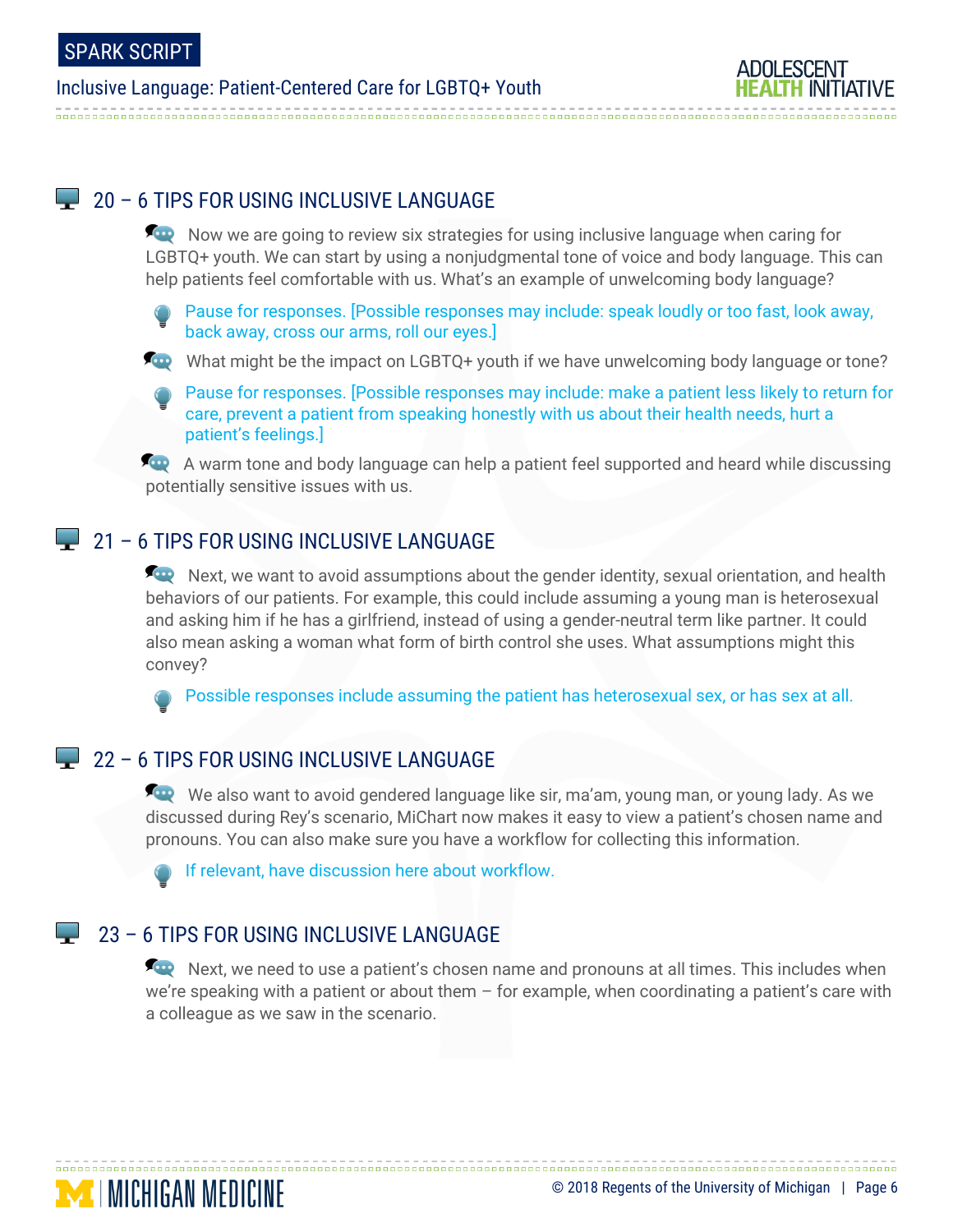## 20 – 6 TIPS FOR USING INCLUSIVE LANGUAGE

Now we are going to review six strategies for using inclusive language when caring for LGBTQ+ youth. We can start by using a nonjudgmental tone of voice and body language. This can help patients feel comfortable with us. What's an example of unwelcoming body language?

- Pause for responses. [Possible responses may include: speak loudly or too fast, look away, back away, cross our arms, roll our eyes.]

What might be the impact on LGBTQ+ youth if we have unwelcoming body language or tone?

- Pause for responses. [Possible responses may include: make a patient less likely to return for care, prevent a patient from speaking honestly with us about their health needs, hurt a patient's feelings.]

A warm tone and body language can help a patient feel supported and heard while discussing potentially sensitive issues with us.

## 21 – 6 TIPS FOR USING INCLUSIVE LANGUAGE

Next, we want to avoid assumptions about the gender identity, sexual orientation, and health behaviors of our patients. For example, this could include assuming a young man is heterosexual and asking him if he has a girlfriend, instead of using a gender-neutral term like partner. It could also mean asking a woman what form of birth control she uses. What assumptions might this convey?

- Possible responses include assuming the patient has heterosexual sex, or has sex at all.

## 22 – 6 TIPS FOR USING INCLUSIVE LANGUAGE

We also want to avoid gendered language like sir, ma'am, young man, or young lady. As we discussed during Rey's scenario, MiChart now makes it easy to view a patient's chosen name and pronouns. You can also make sure you have a workflow for collecting this information.

- If relevant, have discussion here about workflow.

## 23 – 6 TIPS FOR USING INCLUSIVE LANGUAGE

Next, we need to use a patient's chosen name and pronouns at all times. This includes when we're speaking with a patient or about them – for example, when coordinating a patient's care with a colleague as we saw in the scenario.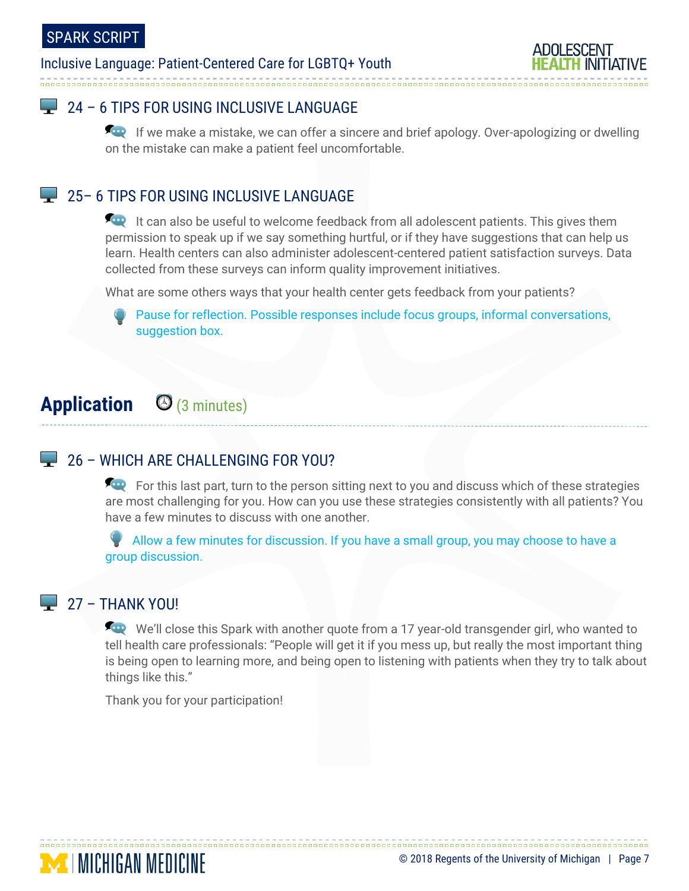### 24 – 6 TIPS FOR USING INCLUSIVE LANGUAGE

If we make a mistake, we can offer a sincere and brief apology. Over-apologizing or dwelling on the mistake can make a patient feel uncomfortable.

### 25– 6 TIPS FOR USING INCLUSIVE LANGUAGE

It can also be useful to welcome feedback from all adolescent patients. This gives them permission to speak up if we say something hurtful, or if they have suggestions that can help us learn. Health centers can also administer adolescent-centered patient satisfaction surveys. Data collected from these surveys can inform quality improvement initiatives.

What are some others ways that your health center gets feedback from your patients?

Pause for reflection. Possible responses include focus groups, informal conversations, suggestion box.

## Application (3 minutes)

### 26 – WHICH ARE CHALLENGING FOR YOU?

For this last part, turn to the person sitting next to you and discuss which of these strategies are most challenging for you. How can you use these strategies consistently with all patients? You have a few minutes to discuss with one another.

Allow a few minutes for discussion. If you have a small group, you may choose to have a group discussion.

### 27 – THANK YOU!

We'll close this Spark with another quote from a 17 year-old transgender girl, who wanted to tell health care professionals: "People will get it if you mess up, but really the most important thing is being open to learning more, and being open to listening with patients when they try to talk about things like this."

Thank you for your participation!